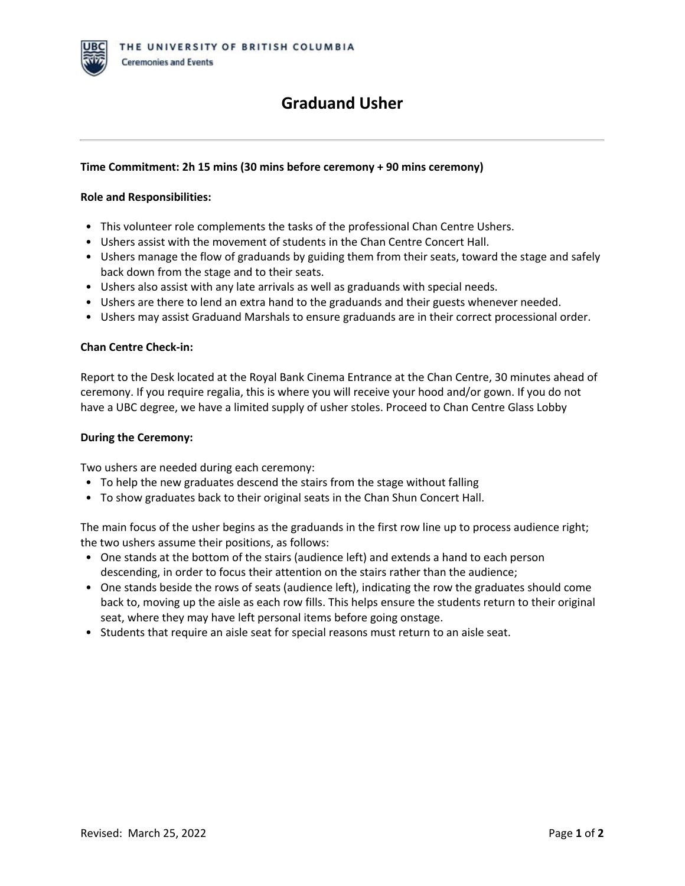THE UNIVERSITY OF BRITISH COLUMBIA
Ceremonies and Events

# Graduand Usher

**Time Commitment: 2h 15 mins (30 mins before ceremony + 90 mins ceremony)**

**Role and Responsibilities:**

- This volunteer role complements the tasks of the professional Chan Centre Ushers.
- Ushers assist with the movement of students in the Chan Centre Concert Hall.
- Ushers manage the flow of graduands by guiding them from their seats, toward the stage and safely back down from the stage and to their seats.
- Ushers also assist with any late arrivals as well as graduands with special needs.
- Ushers are there to lend an extra hand to the graduands and their guests whenever needed.
- Ushers may assist Graduand Marshals to ensure graduands are in their correct processional order.

**Chan Centre Check-in:**

Report to the Desk located at the Royal Bank Cinema Entrance at the Chan Centre, 30 minutes ahead of ceremony. If you require regalia, this is where you will receive your hood and/or gown. If you do not have a UBC degree, we have a limited supply of usher stoles. Proceed to Chan Centre Glass Lobby

**During the Ceremony:**

Two ushers are needed during each ceremony:

- To help the new graduates descend the stairs from the stage without falling
- To show graduates back to their original seats in the Chan Shun Concert Hall.

The main focus of the usher begins as the graduands in the first row line up to process audience right; the two ushers assume their positions, as follows:

- One stands at the bottom of the stairs (audience left) and extends a hand to each person descending, in order to focus their attention on the stairs rather than the audience;
- One stands beside the rows of seats (audience left), indicating the row the graduates should come back to, moving up the aisle as each row fills. This helps ensure the students return to their original seat, where they may have left personal items before going onstage.
- Students that require an aisle seat for special reasons must return to an aisle seat.

Revised: March 25, 2022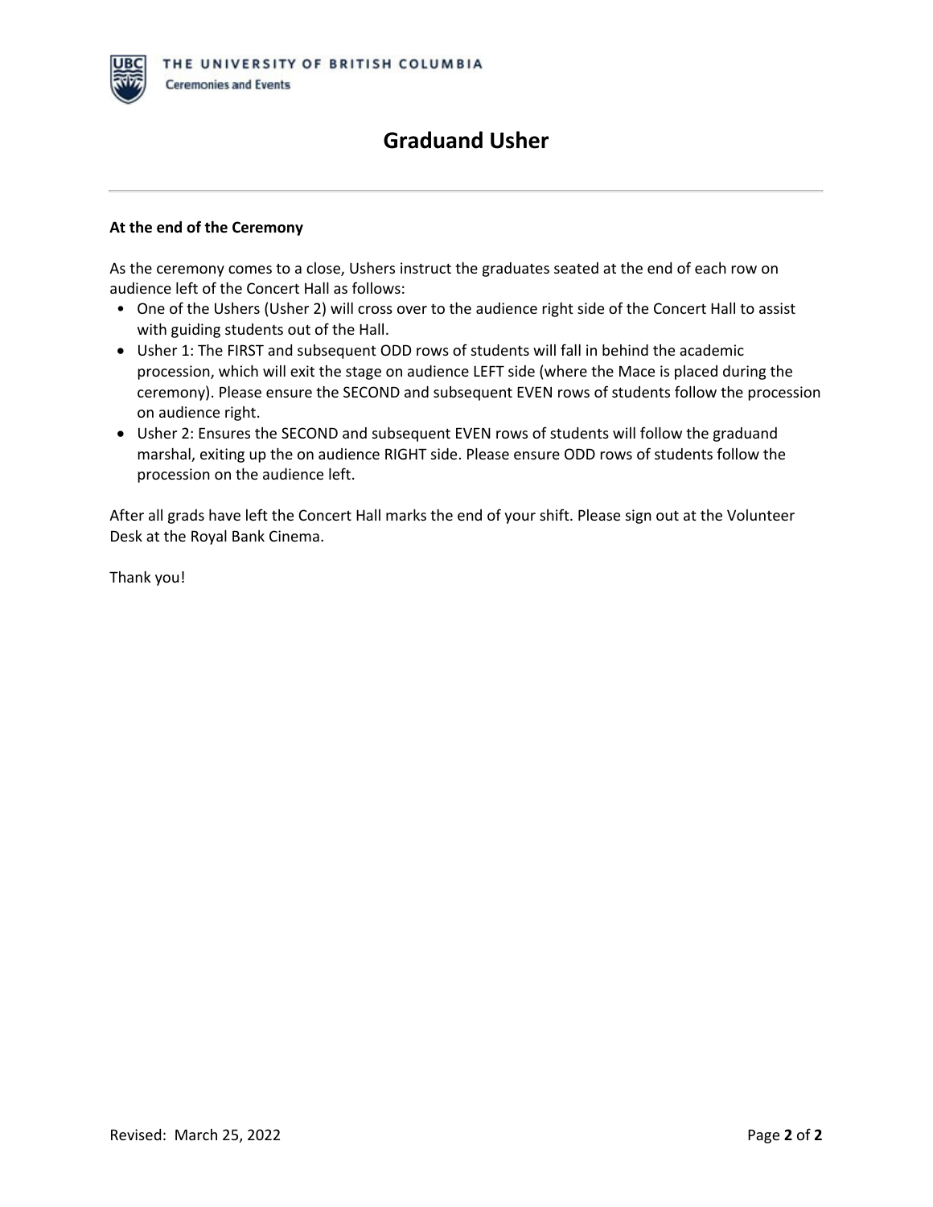# Graduand Usher

**At the end of the Ceremony**

As the ceremony comes to a close, Ushers instruct the graduates seated at the end of each row on audience left of the Concert Hall as follows:

- One of the Ushers (Usher 2) will cross over to the audience right side of the Concert Hall to assist with guiding students out of the Hall.
- Usher 1: The FIRST and subsequent ODD rows of students will fall in behind the academic procession, which will exit the stage on audience LEFT side (where the Mace is placed during the ceremony). Please ensure the SECOND and subsequent EVEN rows of students follow the procession on audience right.
- Usher 2: Ensures the SECOND and subsequent EVEN rows of students will follow the graduand marshal, exiting up the on audience RIGHT side. Please ensure ODD rows of students follow the procession on the audience left.

After all grads have left the Concert Hall marks the end of your shift. Please sign out at the Volunteer Desk at the Royal Bank Cinema.

Thank you!

Revised: March 25, 2022